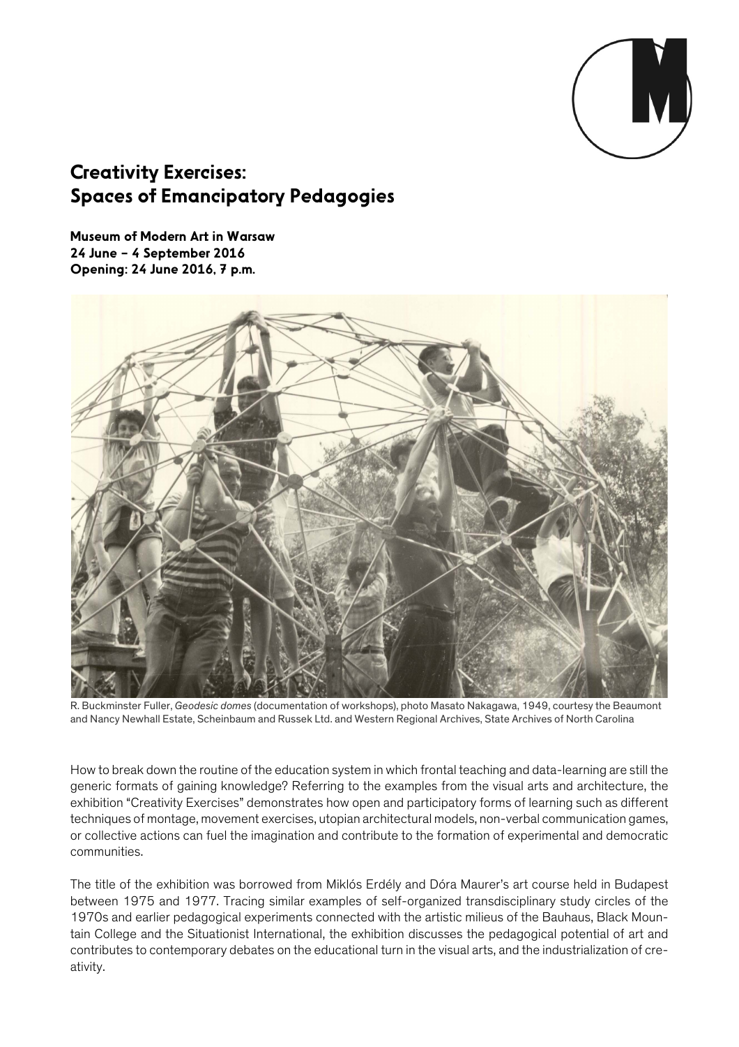# Creativity Exercises: Spaces of Emancipatory Pedagogies

**Museum of Modern Art in Warsaw**
**24 June – 4 September 2016**
**Opening: 24 June 2016, 7 p.m.**

R. Buckminster Fuller, *Geodesic domes* (documentation of workshops), photo Masato Nakagawa, 1949, courtesy the Beaumont and Nancy Newhall Estate, Scheinbaum and Russek Ltd. and Western Regional Archives, State Archives of North Carolina

How to break down the routine of the education system in which frontal teaching and data-learning are still the generic formats of gaining knowledge? Referring to the examples from the visual arts and architecture, the exhibition "Creativity Exercises" demonstrates how open and participatory forms of learning such as different techniques of montage, movement exercises, utopian architectural models, non-verbal communication games, or collective actions can fuel the imagination and contribute to the formation of experimental and democratic communities.

The title of the exhibition was borrowed from Miklós Erdély and Dóra Maurer's art course held in Budapest between 1975 and 1977. Tracing similar examples of self-organized transdisciplinary study circles of the 1970s and earlier pedagogical experiments connected with the artistic milieus of the Bauhaus, Black Mountain College and the Situationist International, the exhibition discusses the pedagogical potential of art and contributes to contemporary debates on the educational turn in the visual arts, and the industrialization of creativity.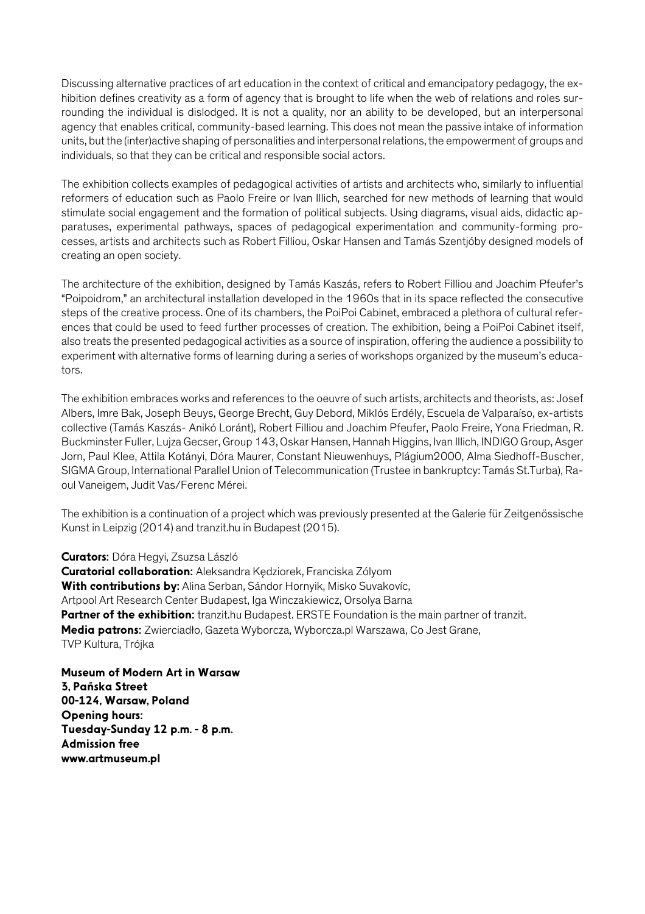Discussing alternative practices of art education in the context of critical and emancipatory pedagogy, the exhibition defines creativity as a form of agency that is brought to life when the web of relations and roles surrounding the individual is dislodged. It is not a quality, nor an ability to be developed, but an interpersonal agency that enables critical, community-based learning. This does not mean the passive intake of information units, but the (inter)active shaping of personalities and interpersonal relations, the empowerment of groups and individuals, so that they can be critical and responsible social actors.

The exhibition collects examples of pedagogical activities of artists and architects who, similarly to influential reformers of education such as Paolo Freire or Ivan Illich, searched for new methods of learning that would stimulate social engagement and the formation of political subjects. Using diagrams, visual aids, didactic apparatuses, experimental pathways, spaces of pedagogical experimentation and community-forming processes, artists and architects such as Robert Filliou, Oskar Hansen and Tamás Szentjóby designed models of creating an open society.

The architecture of the exhibition, designed by Tamás Kaszás, refers to Robert Filliou and Joachim Pfeufer's "Poipoidrom," an architectural installation developed in the 1960s that in its space reflected the consecutive steps of the creative process. One of its chambers, the PoiPoi Cabinet, embraced a plethora of cultural references that could be used to feed further processes of creation. The exhibition, being a PoiPoi Cabinet itself, also treats the presented pedagogical activities as a source of inspiration, offering the audience a possibility to experiment with alternative forms of learning during a series of workshops organized by the museum's educators.

The exhibition embraces works and references to the oeuvre of such artists, architects and theorists, as: Josef Albers, Imre Bak, Joseph Beuys, George Brecht, Guy Debord, Miklós Erdély, Escuela de Valparaíso, ex-artists collective (Tamás Kaszás- Anikó Loránt), Robert Filliou and Joachim Pfeufer, Paolo Freire, Yona Friedman, R. Buckminster Fuller, Lujza Gecser, Group 143, Oskar Hansen, Hannah Higgins, Ivan Illich, INDIGO Group, Asger Jorn, Paul Klee, Attila Kotányi, Dóra Maurer, Constant Nieuwenhuys, Plágium2000, Alma Siedhoff-Buscher, SIGMA Group, International Parallel Union of Telecommunication (Trustee in bankruptcy: Tamás St.Turba), Raoul Vaneigem, Judit Vas/Ferenc Mérei.

The exhibition is a continuation of a project which was previously presented at the Galerie für Zeitgenössische Kunst in Leipzig (2014) and tranzit.hu in Budapest (2015).

**Curators**: Dóra Hegyi, Zsuzsa László
**Curatorial collaboration**: Aleksandra Kędziorek, Franciska Zólyom
**With contributions by**: Alina Serban, Sándor Hornyik, Misko Suvakovíc, Artpool Art Research Center Budapest, Iga Winczakiewicz, Orsolya Barna
**Partner of the exhibition**: tranzit.hu Budapest. ERSTE Foundation is the main partner of tranzit.
**Media patrons**: Zwierciadło, Gazeta Wyborcza, Wyborcza.pl Warszawa, Co Jest Grane, TVP Kultura, Trójka

**Museum of Modern Art in Warsaw**
**3, Pańska Street**
**00-124, Warsaw, Poland**
**Opening hours:**
**Tuesday-Sunday 12 p.m. - 8 p.m.**
**Admission free**
**www.artmuseum.pl**